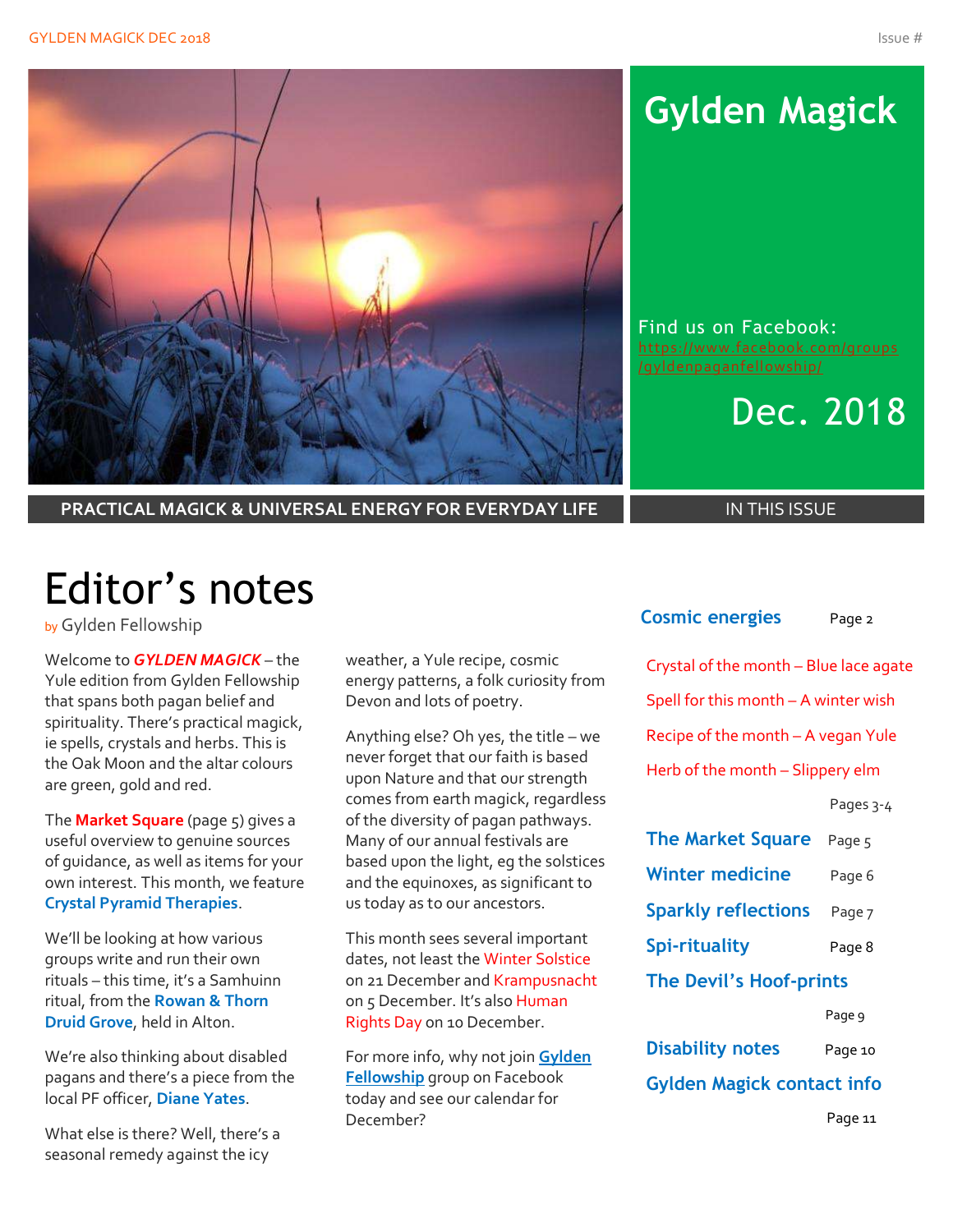# Gylden Magick

Find us on Facebook: https://www.facebook.com/groups/gyldenpaganfellowship/

Dec. 2018

**PRACTICAL MAGICK & UNIVERSAL ENERGY FOR EVERYDAY LIFE**

## IN THIS ISSUE

| | |
|---|---|
| **Cosmic energies** | Page 2 |
| Crystal of the month – Blue lace agate | |
| Spell for this month – A winter wish | |
| Recipe of the month – A vegan Yule | |
| Herb of the month – Slippery elm | |
| | Pages 3-4 |
| **The Market Square** | Page 5 |
| **Winter medicine** | Page 6 |
| **Sparkly reflections** | Page 7 |
| **Spi-rituality** | Page 8 |
| **The Devil's Hoof-prints** | Page 9 |
| **Disability notes** | Page 10 |
| **Gylden Magick contact info** | Page 11 |

# Editor's notes

by Gylden Fellowship

Welcome to ***GYLDEN MAGICK*** – the Yule edition from Gylden Fellowship that spans both pagan belief and spirituality. There's practical magick, ie spells, crystals and herbs. This is the Oak Moon and the altar colours are green, gold and red.

The **Market Square** (page 5) gives a useful overview to genuine sources of guidance, as well as items for your own interest. This month, we feature **Crystal Pyramid Therapies**.

We'll be looking at how various groups write and run their own rituals – this time, it's a Samhuinn ritual, from the **Rowan & Thorn Druid Grove**, held in Alton.

We're also thinking about disabled pagans and there's a piece from the local PF officer, **Diane Yates**.

What else is there? Well, there's a seasonal remedy against the icy weather, a Yule recipe, cosmic energy patterns, a folk curiosity from Devon and lots of poetry.

Anything else? Oh yes, the title – we never forget that our faith is based upon Nature and that our strength comes from earth magick, regardless of the diversity of pagan pathways. Many of our annual festivals are based upon the light, eg the solstices and the equinoxes, as significant to us today as to our ancestors.

This month sees several important dates, not least the Winter Solstice on 21 December and Krampusnacht on 5 December. It's also Human Rights Day on 10 December.

For more info, why not join **Gylden Fellowship** group on Facebook today and see our calendar for December?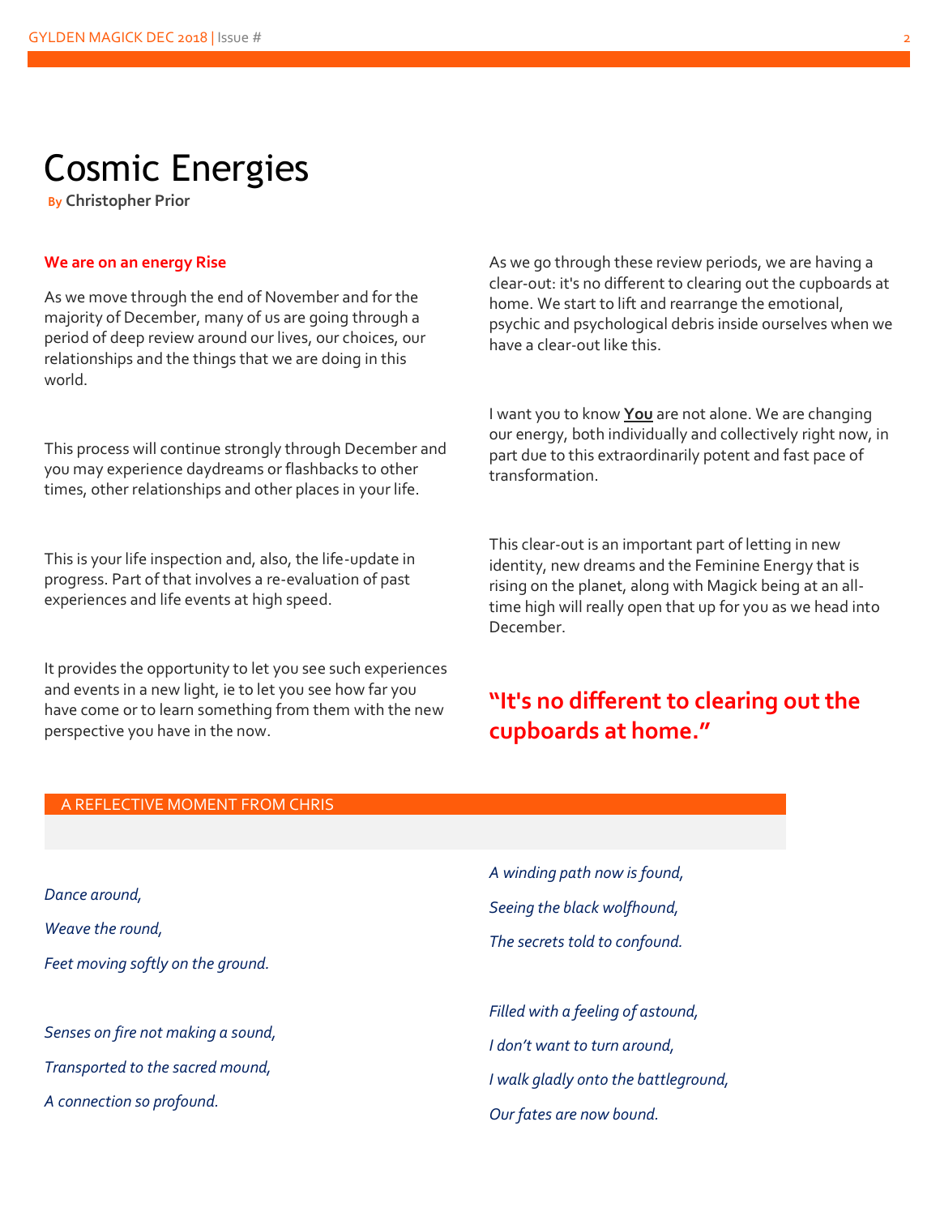# Cosmic Energies

By **Christopher Prior**

**We are on an energy Rise**

As we move through the end of November and for the majority of December, many of us are going through a period of deep review around our lives, our choices, our relationships and the things that we are doing in this world.

This process will continue strongly through December and you may experience daydreams or flashbacks to other times, other relationships and other places in your life.

This is your life inspection and, also, the life-update in progress. Part of that involves a re-evaluation of past experiences and life events at high speed.

It provides the opportunity to let you see such experiences and events in a new light, ie to let you see how far you have come or to learn something from them with the new perspective you have in the now.

As we go through these review periods, we are having a clear-out: it's no different to clearing out the cupboards at home. We start to lift and rearrange the emotional, psychic and psychological debris inside ourselves when we have a clear-out like this.

I want you to know **You** are not alone. We are changing our energy, both individually and collectively right now, in part due to this extraordinarily potent and fast pace of transformation.

This clear-out is an important part of letting in new identity, new dreams and the Feminine Energy that is rising on the planet, along with Magick being at an all-time high will really open that up for you as we head into December.

> **"It's no different to clearing out the cupboards at home."**

## A REFLECTIVE MOMENT FROM CHRIS

*Dance around,*

*Weave the round,*

*Feet moving softly on the ground.*

*Senses on fire not making a sound,*

*Transported to the sacred mound,*

*A connection so profound.*

*A winding path now is found,*

*Seeing the black wolfhound,*

*The secrets told to confound.*

*Filled with a feeling of astound,*

*I don't want to turn around,*

*I walk gladly onto the battleground,*

*Our fates are now bound.*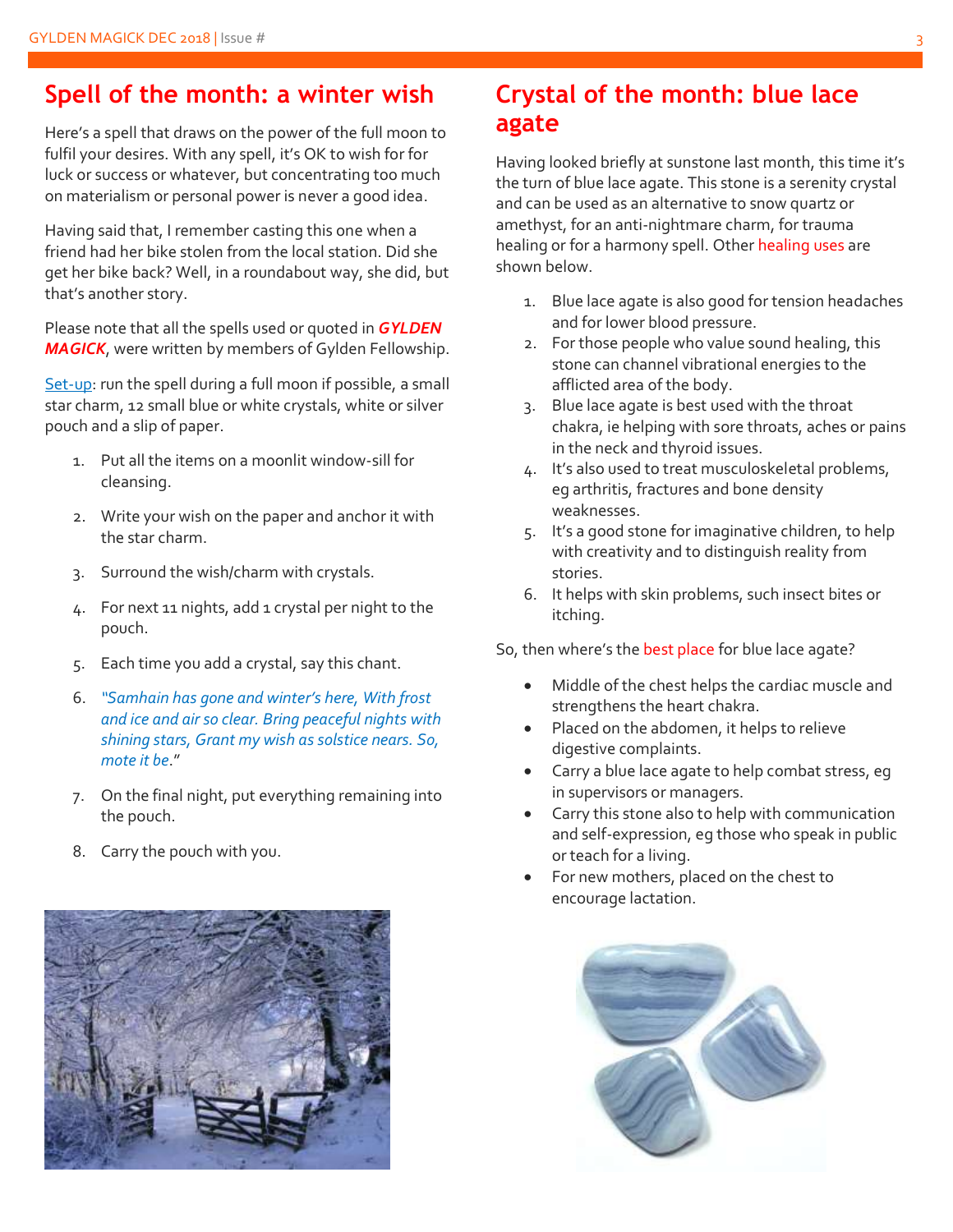## Spell of the month: a winter wish

Here's a spell that draws on the power of the full moon to fulfil your desires. With any spell, it's OK to wish for for luck or success or whatever, but concentrating too much on materialism or personal power is never a good idea.

Having said that, I remember casting this one when a friend had her bike stolen from the local station. Did she get her bike back? Well, in a roundabout way, she did, but that's another story.

Please note that all the spells used or quoted in ***GYLDEN MAGICK***, were written by members of Gylden Fellowship.

Set-up: run the spell during a full moon if possible, a small star charm, 12 small blue or white crystals, white or silver pouch and a slip of paper.

1. Put all the items on a moonlit window-sill for cleansing.
2. Write your wish on the paper and anchor it with the star charm.
3. Surround the wish/charm with crystals.
4. For next 11 nights, add 1 crystal per night to the pouch.
5. Each time you add a crystal, say this chant.
6. *"Samhain has gone and winter's here, With frost and ice and air so clear. Bring peaceful nights with shining stars, Grant my wish as solstice nears. So, mote it be*."
7. On the final night, put everything remaining into the pouch.
8. Carry the pouch with you.

## Crystal of the month: blue lace agate

Having looked briefly at sunstone last month, this time it's the turn of blue lace agate. This stone is a serenity crystal and can be used as an alternative to snow quartz or amethyst, for an anti-nightmare charm, for trauma healing or for a harmony spell. Other healing uses are shown below.

1. Blue lace agate is also good for tension headaches and for lower blood pressure.
2. For those people who value sound healing, this stone can channel vibrational energies to the afflicted area of the body.
3. Blue lace agate is best used with the throat chakra, ie helping with sore throats, aches or pains in the neck and thyroid issues.
4. It's also used to treat musculoskeletal problems, eg arthritis, fractures and bone density weaknesses.
5. It's a good stone for imaginative children, to help with creativity and to distinguish reality from stories.
6. It helps with skin problems, such insect bites or itching.

So, then where's the best place for blue lace agate?

- Middle of the chest helps the cardiac muscle and strengthens the heart chakra.
- Placed on the abdomen, it helps to relieve digestive complaints.
- Carry a blue lace agate to help combat stress, eg in supervisors or managers.
- Carry this stone also to help with communication and self-expression, eg those who speak in public or teach for a living.
- For new mothers, placed on the chest to encourage lactation.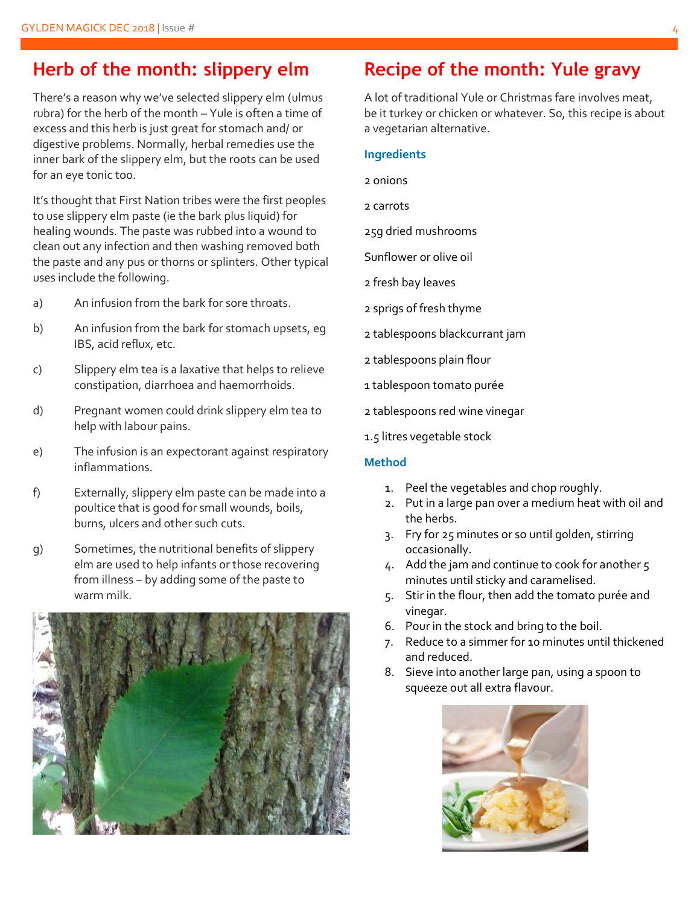## Herb of the month: slippery elm

There's a reason why we've selected slippery elm (ulmus rubra) for the herb of the month – Yule is often a time of excess and this herb is just great for stomach and/ or digestive problems. Normally, herbal remedies use the inner bark of the slippery elm, but the roots can be used for an eye tonic too.

It's thought that First Nation tribes were the first peoples to use slippery elm paste (ie the bark plus liquid) for healing wounds. The paste was rubbed into a wound to clean out any infection and then washing removed both the paste and any pus or thorns or splinters. Other typical uses include the following.

a) An infusion from the bark for sore throats.

b) An infusion from the bark for stomach upsets, eg IBS, acid reflux, etc.

c) Slippery elm tea is a laxative that helps to relieve constipation, diarrhoea and haemorrhoids.

d) Pregnant women could drink slippery elm tea to help with labour pains.

e) The infusion is an expectorant against respiratory inflammations.

f) Externally, slippery elm paste can be made into a poultice that is good for small wounds, boils, burns, ulcers and other such cuts.

g) Sometimes, the nutritional benefits of slippery elm are used to help infants or those recovering from illness – by adding some of the paste to warm milk.

## Recipe of the month: Yule gravy

A lot of traditional Yule or Christmas fare involves meat, be it turkey or chicken or whatever. So, this recipe is about a vegetarian alternative.

### Ingredients

2 onions

2 carrots

25g dried mushrooms

Sunflower or olive oil

2 fresh bay leaves

2 sprigs of fresh thyme

2 tablespoons blackcurrant jam

2 tablespoons plain flour

1 tablespoon tomato purée

2 tablespoons red wine vinegar

1.5 litres vegetable stock

### Method

1. Peel the vegetables and chop roughly.
2. Put in a large pan over a medium heat with oil and the herbs.
3. Fry for 25 minutes or so until golden, stirring occasionally.
4. Add the jam and continue to cook for another 5 minutes until sticky and caramelised.
5. Stir in the flour, then add the tomato purée and vinegar.
6. Pour in the stock and bring to the boil.
7. Reduce to a simmer for 10 minutes until thickened and reduced.
8. Sieve into another large pan, using a spoon to squeeze out all extra flavour.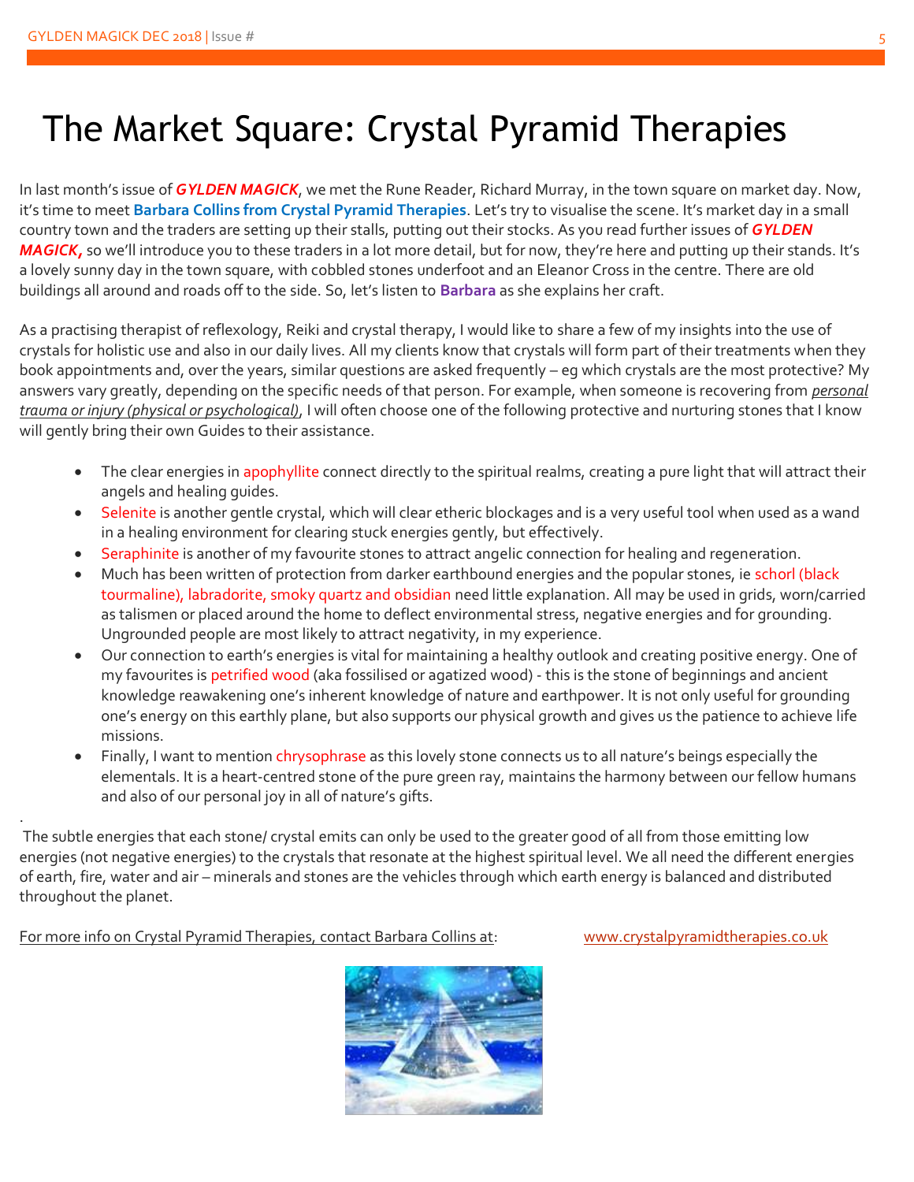# The Market Square: Crystal Pyramid Therapies

In last month's issue of ***GYLDEN MAGICK***, we met the Rune Reader, Richard Murray, in the town square on market day. Now, it's time to meet **Barbara Collins from Crystal Pyramid Therapies**. Let's try to visualise the scene. It's market day in a small country town and the traders are setting up their stalls, putting out their stocks. As you read further issues of ***GYLDEN MAGICK,*** so we'll introduce you to these traders in a lot more detail, but for now, they're here and putting up their stands. It's a lovely sunny day in the town square, with cobbled stones underfoot and an Eleanor Cross in the centre. There are old buildings all around and roads off to the side. So, let's listen to **Barbara** as she explains her craft.

As a practising therapist of reflexology, Reiki and crystal therapy, I would like to share a few of my insights into the use of crystals for holistic use and also in our daily lives. All my clients know that crystals will form part of their treatments when they book appointments and, over the years, similar questions are asked frequently – eg which crystals are the most protective? My answers vary greatly, depending on the specific needs of that person. For example, when someone is recovering from *personal trauma or injury (physical or psychological)*, I will often choose one of the following protective and nurturing stones that I know will gently bring their own Guides to their assistance.

- The clear energies in apophyllite connect directly to the spiritual realms, creating a pure light that will attract their angels and healing guides.
- Selenite is another gentle crystal, which will clear etheric blockages and is a very useful tool when used as a wand in a healing environment for clearing stuck energies gently, but effectively.
- Seraphinite is another of my favourite stones to attract angelic connection for healing and regeneration.
- Much has been written of protection from darker earthbound energies and the popular stones, ie schorl (black tourmaline), labradorite, smoky quartz and obsidian need little explanation. All may be used in grids, worn/carried as talismen or placed around the home to deflect environmental stress, negative energies and for grounding. Ungrounded people are most likely to attract negativity, in my experience.
- Our connection to earth's energies is vital for maintaining a healthy outlook and creating positive energy. One of my favourites is petrified wood (aka fossilised or agatized wood) - this is the stone of beginnings and ancient knowledge reawakening one's inherent knowledge of nature and earthpower. It is not only useful for grounding one's energy on this earthly plane, but also supports our physical growth and gives us the patience to achieve life missions.
- Finally, I want to mention chrysophrase as this lovely stone connects us to all nature's beings especially the elementals. It is a heart-centred stone of the pure green ray, maintains the harmony between our fellow humans and also of our personal joy in all of nature's gifts.

.

The subtle energies that each stone/ crystal emits can only be used to the greater good of all from those emitting low energies (not negative energies) to the crystals that resonate at the highest spiritual level. We all need the different energies of earth, fire, water and air – minerals and stones are the vehicles through which earth energy is balanced and distributed throughout the planet.

For more info on Crystal Pyramid Therapies, contact Barbara Collins at: www.crystalpyramidtherapies.co.uk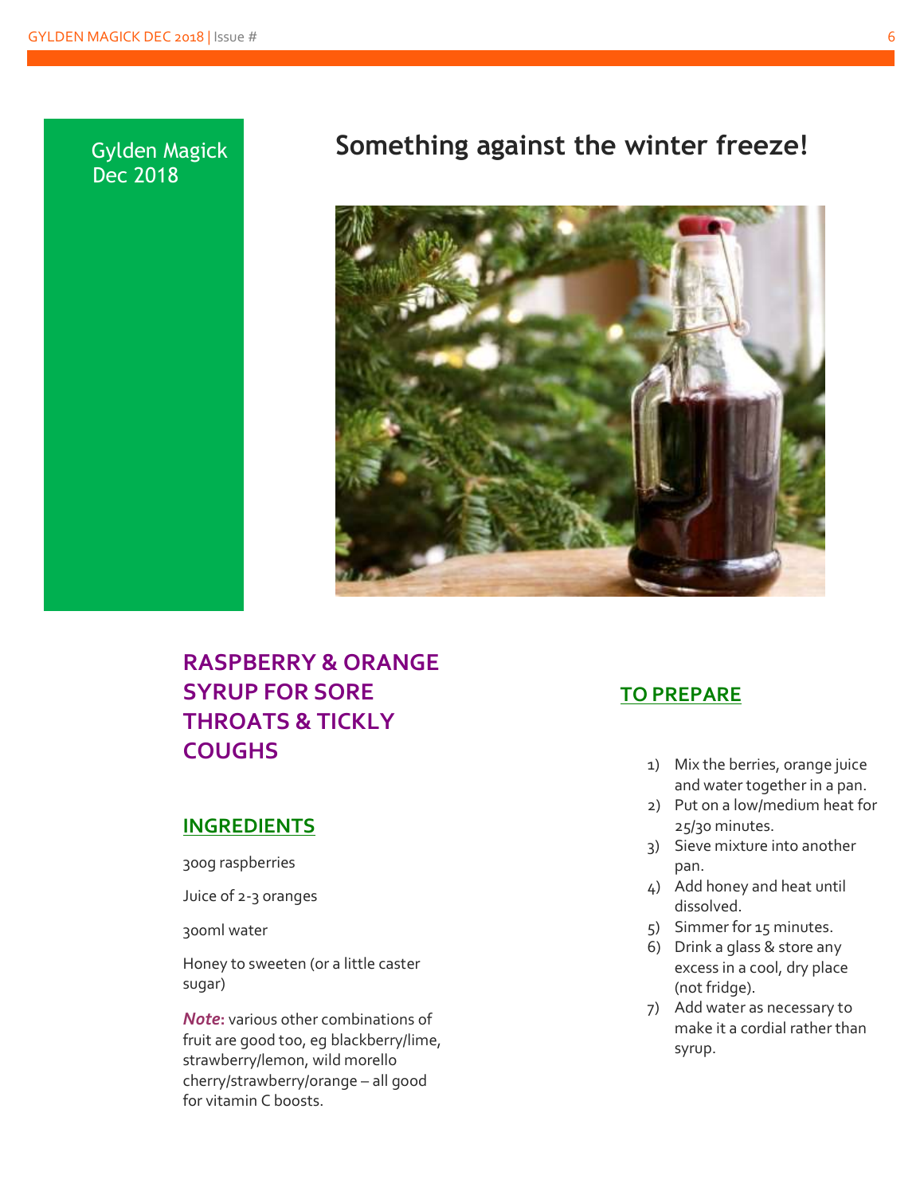Gylden Magick
Dec 2018

# Something against the winter freeze!

## RASPBERRY & ORANGE SYRUP FOR SORE THROATS & TICKLY COUGHS

### INGREDIENTS

300g raspberries

Juice of 2-3 oranges

300ml water

Honey to sweeten (or a little caster sugar)

***Note*:** various other combinations of fruit are good too, eg blackberry/lime, strawberry/lemon, wild morello cherry/strawberry/orange – all good for vitamin C boosts.

### TO PREPARE

1) Mix the berries, orange juice and water together in a pan.
2) Put on a low/medium heat for 25/30 minutes.
3) Sieve mixture into another pan.
4) Add honey and heat until dissolved.
5) Simmer for 15 minutes.
6) Drink a glass & store any excess in a cool, dry place (not fridge).
7) Add water as necessary to make it a cordial rather than syrup.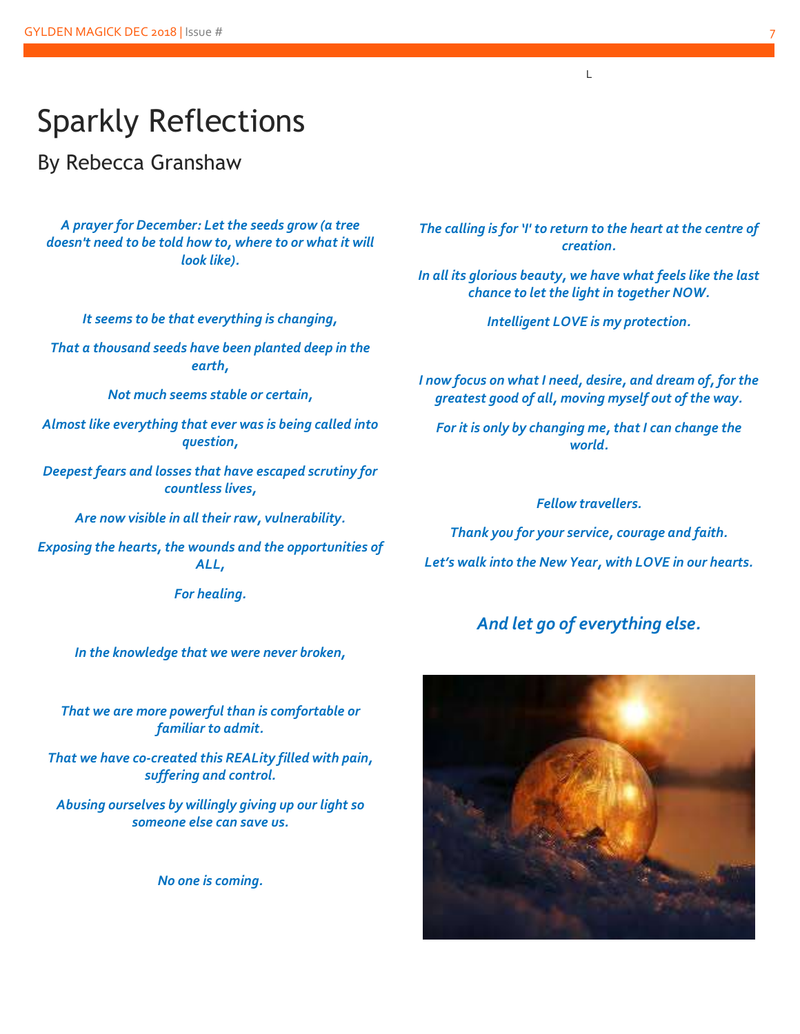# Sparkly Reflections

## By Rebecca Granshaw

*A prayer for December: Let the seeds grow (a tree doesn't need to be told how to, where to or what it will look like).*

*It seems to be that everything is changing,*

*That a thousand seeds have been planted deep in the earth,*

*Not much seems stable or certain,*

*Almost like everything that ever was is being called into question,*

*Deepest fears and losses that have escaped scrutiny for countless lives,*

*Are now visible in all their raw, vulnerability.*

*Exposing the hearts, the wounds and the opportunities of ALL,*

*For healing.*

*In the knowledge that we were never broken,*

*That we are more powerful than is comfortable or familiar to admit.*

*That we have co-created this REALity filled with pain, suffering and control.*

*Abusing ourselves by willingly giving up our light so someone else can save us.*

*No one is coming.*

*The calling is for 'I' to return to the heart at the centre of creation.*

*In all its glorious beauty, we have what feels like the last chance to let the light in together NOW.*

*Intelligent LOVE is my protection.*

*I now focus on what I need, desire, and dream of, for the greatest good of all, moving myself out of the way.*

*For it is only by changing me, that I can change the world.*

*Fellow travellers.*

*Thank you for your service, courage and faith.*

*Let's walk into the New Year, with LOVE in our hearts.*

***And let go of everything else.***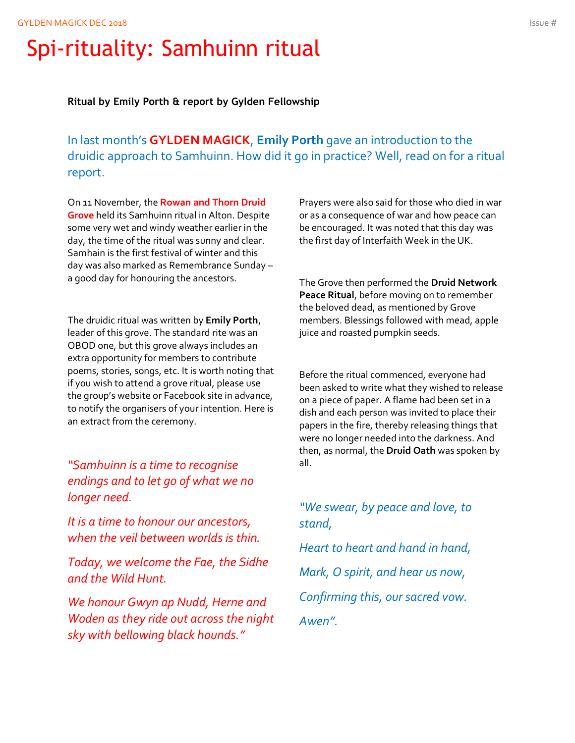# Spi-rituality: Samhuinn ritual

**Ritual by Emily Porth & report by Gylden Fellowship**

In last month's **GYLDEN MAGICK**, **Emily Porth** gave an introduction to the druidic approach to Samhuinn. How did it go in practice? Well, read on for a ritual report.

On 11 November, the **Rowan and Thorn Druid Grove** held its Samhuinn ritual in Alton. Despite some very wet and windy weather earlier in the day, the time of the ritual was sunny and clear. Samhain is the first festival of winter and this day was also marked as Remembrance Sunday – a good day for honouring the ancestors.

The druidic ritual was written by **Emily Porth**, leader of this grove. The standard rite was an OBOD one, but this grove always includes an extra opportunity for members to contribute poems, stories, songs, etc. It is worth noting that if you wish to attend a grove ritual, please use the group's website or Facebook site in advance, to notify the organisers of your intention. Here is an extract from the ceremony.

*"Samhuinn is a time to recognise endings and to let go of what we no longer need.*

*It is a time to honour our ancestors, when the veil between worlds is thin.*

*Today, we welcome the Fae, the Sidhe and the Wild Hunt.*

*We honour Gwyn ap Nudd, Herne and Woden as they ride out across the night sky with bellowing black hounds."*

Prayers were also said for those who died in war or as a consequence of war and how peace can be encouraged. It was noted that this day was the first day of Interfaith Week in the UK.

The Grove then performed the **Druid Network Peace Ritual**, before moving on to remember the beloved dead, as mentioned by Grove members. Blessings followed with mead, apple juice and roasted pumpkin seeds.

Before the ritual commenced, everyone had been asked to write what they wished to release on a piece of paper. A flame had been set in a dish and each person was invited to place their papers in the fire, thereby releasing things that were no longer needed into the darkness. And then, as normal, the **Druid Oath** was spoken by all.

*"We swear, by peace and love, to stand,*

*Heart to heart and hand in hand,*

*Mark, O spirit, and hear us now,*

*Confirming this, our sacred vow.*

*Awen".*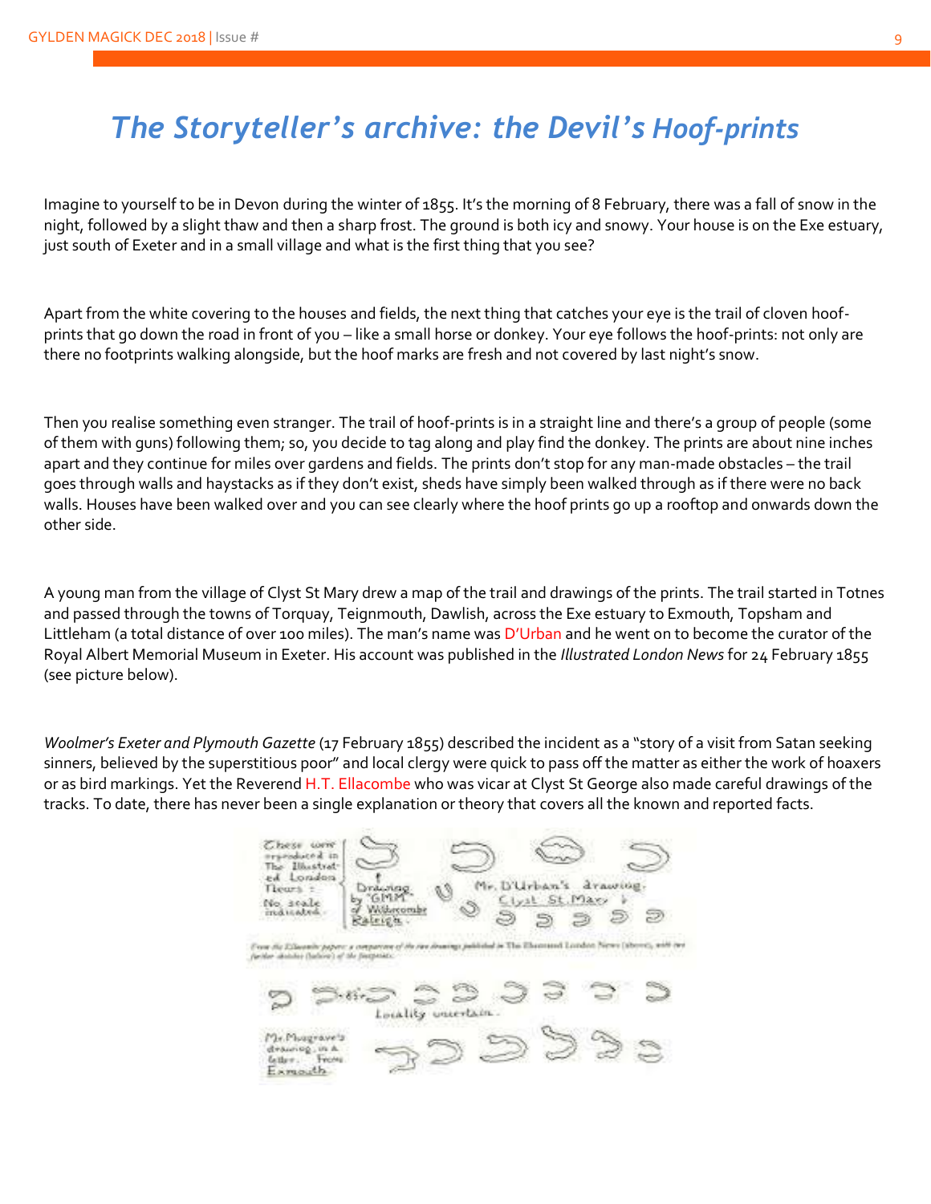# *The Storyteller's archive: the Devil's Hoof-prints*

Imagine to yourself to be in Devon during the winter of 1855. It's the morning of 8 February, there was a fall of snow in the night, followed by a slight thaw and then a sharp frost. The ground is both icy and snowy. Your house is on the Exe estuary, just south of Exeter and in a small village and what is the first thing that you see?

Apart from the white covering to the houses and fields, the next thing that catches your eye is the trail of cloven hoof-prints that go down the road in front of you – like a small horse or donkey. Your eye follows the hoof-prints: not only are there no footprints walking alongside, but the hoof marks are fresh and not covered by last night's snow.

Then you realise something even stranger. The trail of hoof-prints is in a straight line and there's a group of people (some of them with guns) following them; so, you decide to tag along and play find the donkey. The prints are about nine inches apart and they continue for miles over gardens and fields. The prints don't stop for any man-made obstacles – the trail goes through walls and haystacks as if they don't exist, sheds have simply been walked through as if there were no back walls. Houses have been walked over and you can see clearly where the hoof prints go up a rooftop and onwards down the other side.

A young man from the village of Clyst St Mary drew a map of the trail and drawings of the prints. The trail started in Totnes and passed through the towns of Torquay, Teignmouth, Dawlish, across the Exe estuary to Exmouth, Topsham and Littleham (a total distance of over 100 miles). The man's name was D'Urban and he went on to become the curator of the Royal Albert Memorial Museum in Exeter. His account was published in the *Illustrated London News* for 24 February 1855 (see picture below).

*Woolmer's Exeter and Plymouth Gazette* (17 February 1855) described the incident as a "story of a visit from Satan seeking sinners, believed by the superstitious poor" and local clergy were quick to pass off the matter as either the work of hoaxers or as bird markings. Yet the Reverend H.T. Ellacombe who was vicar at Clyst St George also made careful drawings of the tracks. To date, there has never been a single explanation or theory that covers all the known and reported facts.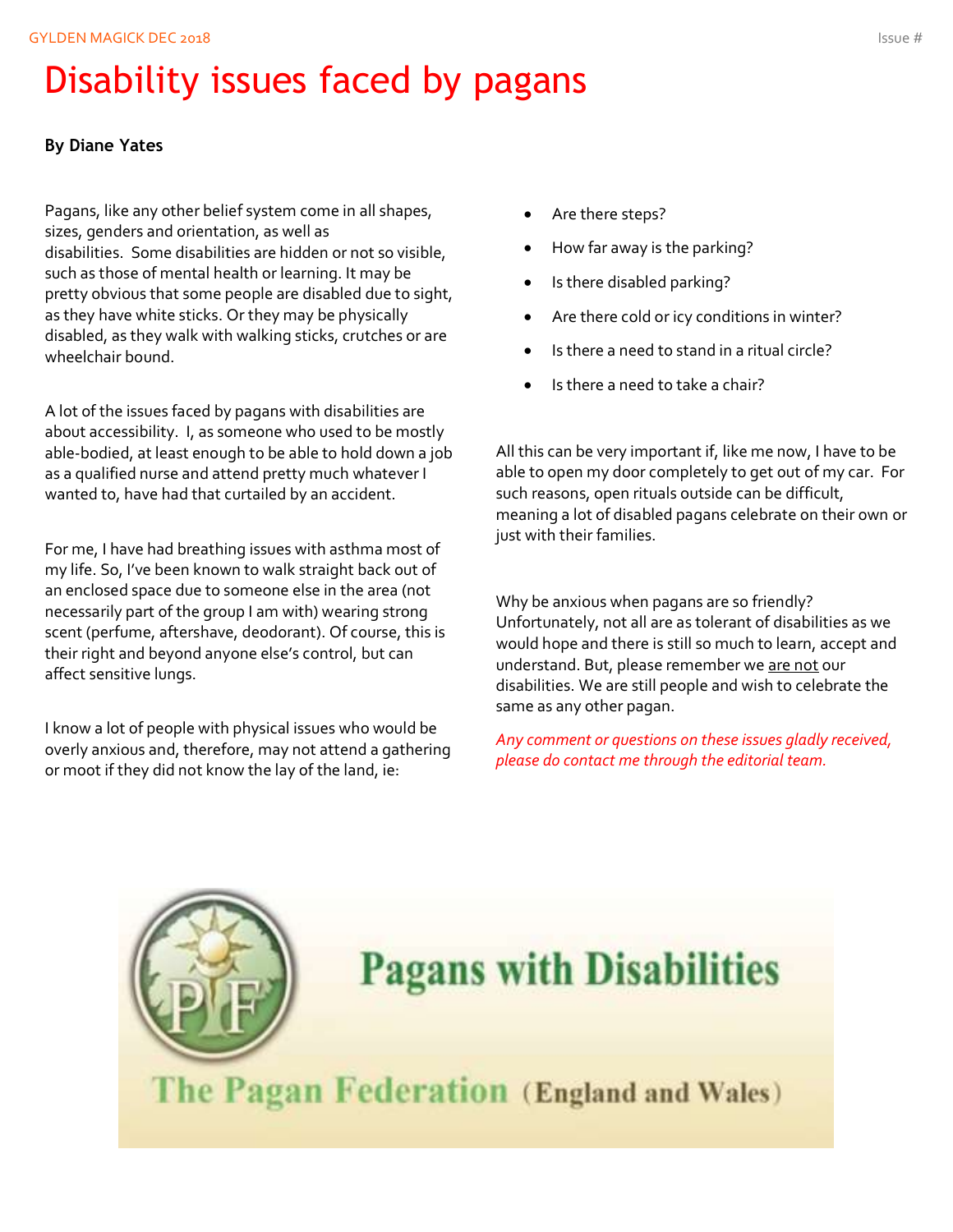# Disability issues faced by pagans

**By Diane Yates**

Pagans, like any other belief system come in all shapes, sizes, genders and orientation, as well as disabilities. Some disabilities are hidden or not so visible, such as those of mental health or learning. It may be pretty obvious that some people are disabled due to sight, as they have white sticks. Or they may be physically disabled, as they walk with walking sticks, crutches or are wheelchair bound.

A lot of the issues faced by pagans with disabilities are about accessibility. I, as someone who used to be mostly able-bodied, at least enough to be able to hold down a job as a qualified nurse and attend pretty much whatever I wanted to, have had that curtailed by an accident.

For me, I have had breathing issues with asthma most of my life. So, I've been known to walk straight back out of an enclosed space due to someone else in the area (not necessarily part of the group I am with) wearing strong scent (perfume, aftershave, deodorant). Of course, this is their right and beyond anyone else's control, but can affect sensitive lungs.

I know a lot of people with physical issues who would be overly anxious and, therefore, may not attend a gathering or moot if they did not know the lay of the land, ie:

- Are there steps?
- How far away is the parking?
- Is there disabled parking?
- Are there cold or icy conditions in winter?
- Is there a need to stand in a ritual circle?
- Is there a need to take a chair?

All this can be very important if, like me now, I have to be able to open my door completely to get out of my car. For such reasons, open rituals outside can be difficult, meaning a lot of disabled pagans celebrate on their own or just with their families.

Why be anxious when pagans are so friendly? Unfortunately, not all are as tolerant of disabilities as we would hope and there is still so much to learn, accept and understand. But, please remember we <u>are not</u> our disabilities. We are still people and wish to celebrate the same as any other pagan.

*Any comment or questions on these issues gladly received, please do contact me through the editorial team.*

**Pagans with Disabilities**

**The Pagan Federation (England and Wales)**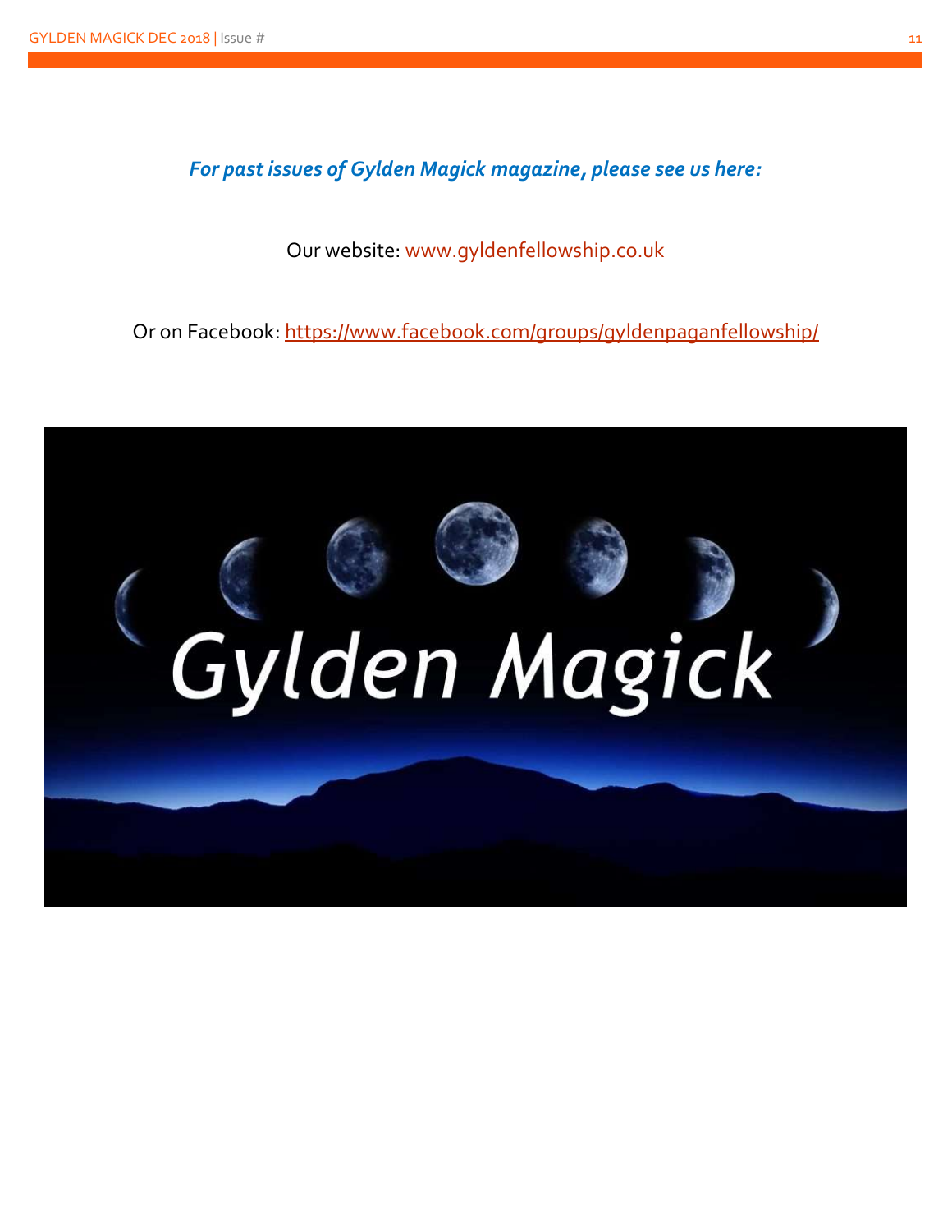***For past issues of Gylden Magick magazine, please see us here:***

Our website: [www.gyldenfellowship.co.uk](http://www.gyldenfellowship.co.uk)

Or on Facebook: [https://www.facebook.com/groups/gyldenpaganfellowship/](https://www.facebook.com/groups/gyldenpaganfellowship/)